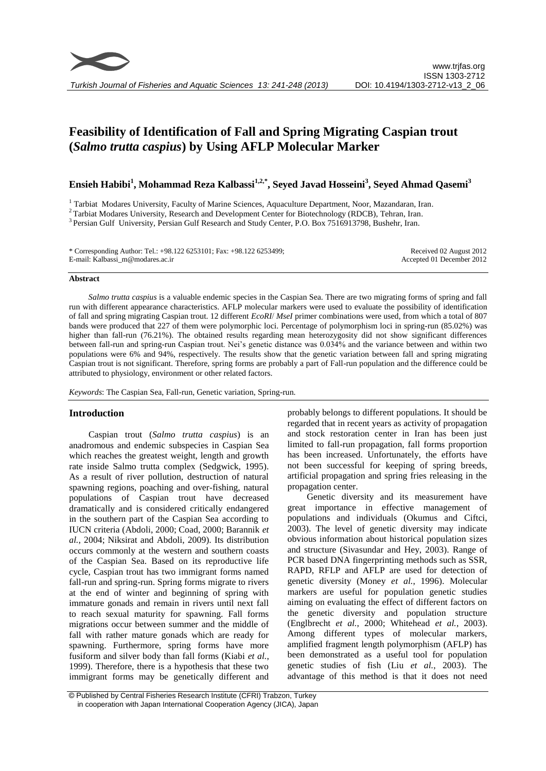# Feasibility of Identification of Fall and Spring Migrating Caspian trout (*Salmo trutta caspius*) by Using AFLP Molecular Marker

**Ensieh Habibi[1], Mohammad Reza Kalbassi[1,2,*], Seyed Javad Hosseini[3], Seyed Ahmad Qasemi[3]**

[1] Tarbiat Modares University, Faculty of Marine Sciences, Aquaculture Department, Noor, Mazandaran, Iran.
[2] Tarbiat Modares University, Research and Development Center for Biotechnology (RDCB), Tehran, Iran.
[3] Persian Gulf University, Persian Gulf Research and Study Center, P.O. Box 7516913798, Bushehr, Iran.

\* Corresponding Author: Tel.: +98.122 6253101; Fax: +98.122 6253499;
E-mail: Kalbassi_m@modares.ac.ir

Received 02 August 2012
Accepted 01 December 2012

## Abstract

*Salmo trutta caspius* is a valuable endemic species in the Caspian Sea. There are two migrating forms of spring and fall run with different appearance characteristics. AFLP molecular markers were used to evaluate the possibility of identification of fall and spring migrating Caspian trout. 12 different *EcoRI*/ *MseI* primer combinations were used, from which a total of 807 bands were produced that 227 of them were polymorphic loci. Percentage of polymorphism loci in spring-run (85.02%) was higher than fall-run (76.21%). The obtained results regarding mean heterozygosity did not show significant differences between fall-run and spring-run Caspian trout. Nei's genetic distance was 0.034% and the variance between and within two populations were 6% and 94%, respectively. The results show that the genetic variation between fall and spring migrating Caspian trout is not significant. Therefore, spring forms are probably a part of Fall-run population and the difference could be attributed to physiology, environment or other related factors.

*Keywords*: The Caspian Sea, Fall-run, Genetic variation, Spring-run.

## Introduction

Caspian trout (*Salmo trutta caspius*) is an anadromous and endemic subspecies in Caspian Sea which reaches the greatest weight, length and growth rate inside Salmo trutta complex (Sedgwick, 1995). As a result of river pollution, destruction of natural spawning regions, poaching and over-fishing, natural populations of Caspian trout have decreased dramatically and is considered critically endangered in the southern part of the Caspian Sea according to IUCN criteria (Abdoli, 2000; Coad, 2000; Barannik *et al.*, 2004; Niksirat and Abdoli, 2009). Its distribution occurs commonly at the western and southern coasts of the Caspian Sea. Based on its reproductive life cycle, Caspian trout has two immigrant forms named fall-run and spring-run. Spring forms migrate to rivers at the end of winter and beginning of spring with immature gonads and remain in rivers until next fall to reach sexual maturity for spawning. Fall forms migrations occur between summer and the middle of fall with rather mature gonads which are ready for spawning. Furthermore, spring forms have more fusiform and silver body than fall forms (Kiabi *et al.*, 1999). Therefore, there is a hypothesis that these two immigrant forms may be genetically different and probably belongs to different populations. It should be regarded that in recent years as activity of propagation and stock restoration center in Iran has been just limited to fall-run propagation, fall forms proportion has been increased. Unfortunately, the efforts have not been successful for keeping of spring breeds, artificial propagation and spring fries releasing in the propagation center.

Genetic diversity and its measurement have great importance in effective management of populations and individuals (Okumus and Ciftci, 2003). The level of genetic diversity may indicate obvious information about historical population sizes and structure (Sivasundar and Hey, 2003). Range of PCR based DNA fingerprinting methods such as SSR, RAPD, RFLP and AFLP are used for detection of genetic diversity (Money *et al.*, 1996). Molecular markers are useful for population genetic studies aiming on evaluating the effect of different factors on the genetic diversity and population structure (Englbrecht *et al.*, 2000; Whitehead *et al.*, 2003). Among different types of molecular markers, amplified fragment length polymorphism (AFLP) has been demonstrated as a useful tool for population genetic studies of fish (Liu *et al.*, 2003). The advantage of this method is that it does not need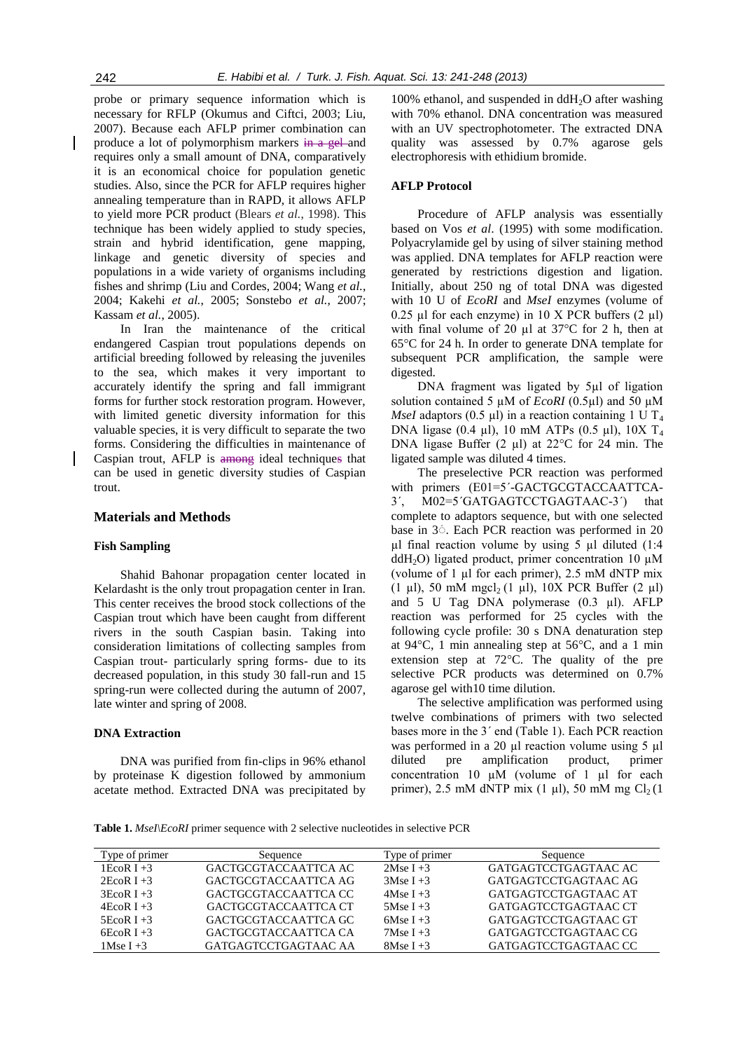probe or primary sequence information which is necessary for RFLP (Okumus and Ciftci, 2003; Liu, 2007). Because each AFLP primer combination can produce a lot of polymorphism markers in a gel and requires only a small amount of DNA, comparatively it is an economical choice for population genetic studies. Also, since the PCR for AFLP requires higher annealing temperature than in RAPD, it allows AFLP to yield more PCR product (Blears *et al.*, 1998). This technique has been widely applied to study species, strain and hybrid identification, gene mapping, linkage and genetic diversity of species and populations in a wide variety of organisms including fishes and shrimp (Liu and Cordes, 2004; Wang *et al.*, 2004; Kakehi *et al.*, 2005; Sonstebo *et al.*, 2007; Kassam *et al.*, 2005).

In Iran the maintenance of the critical endangered Caspian trout populations depends on artificial breeding followed by releasing the juveniles to the sea, which makes it very important to accurately identify the spring and fall immigrant forms for further stock restoration program. However, with limited genetic diversity information for this valuable species, it is very difficult to separate the two forms. Considering the difficulties in maintenance of Caspian trout, AFLP is among ideal techniques that can be used in genetic diversity studies of Caspian trout.

## Materials and Methods

### Fish Sampling

Shahid Bahonar propagation center located in Kelardasht is the only trout propagation center in Iran. This center receives the brood stock collections of the Caspian trout which have been caught from different rivers in the south Caspian basin. Taking into consideration limitations of collecting samples from Caspian trout- particularly spring forms- due to its decreased population, in this study 30 fall-run and 15 spring-run were collected during the autumn of 2007, late winter and spring of 2008.

### DNA Extraction

DNA was purified from fin-clips in 96% ethanol by proteinase K digestion followed by ammonium acetate method. Extracted DNA was precipitated by 100% ethanol, and suspended in $ddH_2O$ after washing with 70% ethanol. DNA concentration was measured with an UV spectrophotometer. The extracted DNA quality was assessed by 0.7% agarose gels electrophoresis with ethidium bromide.

### AFLP Protocol

Procedure of AFLP analysis was essentially based on Vos *et al*. (1995) with some modification. Polyacrylamide gel by using of silver staining method was applied. DNA templates for AFLP reaction were generated by restrictions digestion and ligation. Initially, about 250 ng of total DNA was digested with 10 U of *EcoRI* and *MseI* enzymes (volume of 0.25 µl for each enzyme) in 10 X PCR buffers (2 µl) with final volume of 20 µl at 37°C for 2 h, then at 65°C for 24 h. In order to generate DNA template for subsequent PCR amplification, the sample were digested.

DNA fragment was ligated by 5µl of ligation solution contained 5 µM of *EcoRI* (0.5µl) and 50 µM *MseI* adaptors (0.5 µl) in a reaction containing 1 U $T_4$ DNA ligase (0.4 µl), 10 mM ATPs (0.5 µl), 10X $T_4$ DNA ligase Buffer (2 µl) at 22°C for 24 min. The ligated sample was diluted 4 times.

The preselective PCR reaction was performed with primers (E01=5´-GACTGCGTACCAATTCA-3´, M02=5´GATGAGTCCTGAGTAAC-3´) that complete to adaptors sequence, but with one selected base in 3´. Each PCR reaction was performed in 20 µl final reaction volume by using 5 µl diluted (1:4 $ddH_2O$) ligated product, primer concentration 10 µM (volume of 1 µl for each primer), 2.5 mM dNTP mix (1 µl), 50 mM $MgCl_2$ (1 µl), 10X PCR Buffer (2 µl) and 5 U Tag DNA polymerase (0.3 µl). AFLP reaction was performed for 25 cycles with the following cycle profile: 30 s DNA denaturation step at 94°C, 1 min annealing step at 56°C, and a 1 min extension step at 72°C. The quality of the pre selective PCR products was determined on 0.7% agarose gel with10 time dilution.

The selective amplification was performed using twelve combinations of primers with two selected bases more in the 3´ end (Table 1). Each PCR reaction was performed in a 20 µl reaction volume using 5 µl diluted pre amplification product, primer concentration 10 µM (volume of 1 µl for each primer), 2.5 mM dNTP mix (1 µl), 50 mM $MgCl_2$ (1

**Table 1.** *MseI\EcoRI* primer sequence with 2 selective nucleotides in selective PCR

| Type of primer | Sequence | Type of primer | Sequence |
|---|---|---|---|
| 1EcoR I +3 | GACTGCGTACCAATTCA AC | 2Mse I +3 | GATGAGTCCTGAGTAAC AC |
| 2EcoR I +3 | GACTGCGTACCAATTCA AG | 3Mse I +3 | GATGAGTCCTGAGTAAC AG |
| 3EcoR I +3 | GACTGCGTACCAATTCA CC | 4Mse I +3 | GATGAGTCCTGAGTAAC AT |
| 4EcoR I +3 | GACTGCGTACCAATTCA CT | 5Mse I +3 | GATGAGTCCTGAGTAAC CT |
| 5EcoR I +3 | GACTGCGTACCAATTCA GC | 6Mse I +3 | GATGAGTCCTGAGTAAC GT |
| 6EcoR I +3 | GACTGCGTACCAATTCA CA | 7Mse I +3 | GATGAGTCCTGAGTAAC CG |
| 1Mse I +3 | GATGAGTCCTGAGTAAC AA | 8Mse I +3 | GATGAGTCCTGAGTAAC CC |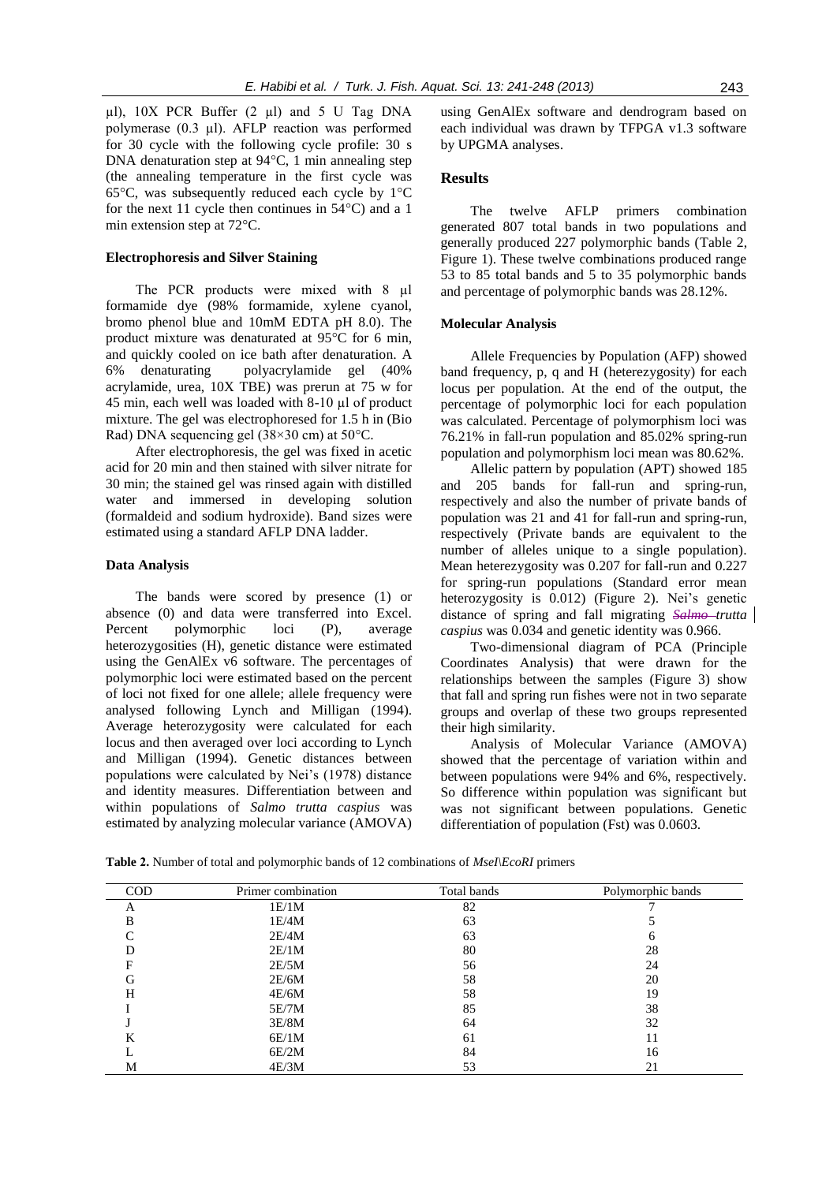µl), 10X PCR Buffer (2 µl) and 5 U Tag DNA polymerase (0.3 µl). AFLP reaction was performed for 30 cycle with the following cycle profile: 30 s DNA denaturation step at 94°C, 1 min annealing step (the annealing temperature in the first cycle was 65°C, was subsequently reduced each cycle by 1°C for the next 11 cycle then continues in 54°C) and a 1 min extension step at 72°C.

#### Electrophoresis and Silver Staining

The PCR products were mixed with 8 µl formamide dye (98% formamide, xylene cyanol, bromo phenol blue and 10mM EDTA pH 8.0). The product mixture was denaturated at 95°C for 6 min, and quickly cooled on ice bath after denaturation. A 6% denaturating polyacrylamide gel (40% acrylamide, urea, 10X TBE) was prerun at 75 w for 45 min, each well was loaded with 8-10 µl of product mixture. The gel was electrophoresed for 1.5 h in (Bio Rad) DNA sequencing gel (38×30 cm) at 50°C.

After electrophoresis, the gel was fixed in acetic acid for 20 min and then stained with silver nitrate for 30 min; the stained gel was rinsed again with distilled water and immersed in developing solution (formaldeid and sodium hydroxide). Band sizes were estimated using a standard AFLP DNA ladder.

#### Data Analysis

The bands were scored by presence (1) or absence (0) and data were transferred into Excel. Percent polymorphic loci (P), average heterozygosities (H), genetic distance were estimated using the GenAlEx v6 software. The percentages of polymorphic loci were estimated based on the percent of loci not fixed for one allele; allele frequency were analysed following Lynch and Milligan (1994). Average heterozygosity were calculated for each locus and then averaged over loci according to Lynch and Milligan (1994). Genetic distances between populations were calculated by Nei's (1978) distance and identity measures. Differentiation between and within populations of *Salmo trutta caspius* was estimated by analyzing molecular variance (AMOVA) using GenAlEx software and dendrogram based on each individual was drawn by TFPGA v1.3 software by UPGMA analyses.

## Results

The twelve AFLP primers combination generated 807 total bands in two populations and generally produced 227 polymorphic bands (Table 2, Figure 1). These twelve combinations produced range 53 to 85 total bands and 5 to 35 polymorphic bands and percentage of polymorphic bands was 28.12%.

#### Molecular Analysis

Allele Frequencies by Population (AFP) showed band frequency, p, q and H (heterezygosity) for each locus per population. At the end of the output, the percentage of polymorphic loci for each population was calculated. Percentage of polymorphism loci was 76.21% in fall-run population and 85.02% spring-run population and polymorphism loci mean was 80.62%.

Allelic pattern by population (APT) showed 185 and 205 bands for fall-run and spring-run, respectively and also the number of private bands of population was 21 and 41 for fall-run and spring-run, respectively (Private bands are equivalent to the number of alleles unique to a single population). Mean heterezygosity was 0.207 for fall-run and 0.227 for spring-run populations (Standard error mean heterezygosity is 0.012) (Figure 2). Nei's genetic distance of spring and fall migrating ~~Salmo~~ *trutta caspius* was 0.034 and genetic identity was 0.966.

Two-dimensional diagram of PCA (Principle Coordinates Analysis) that were drawn for the relationships between the samples (Figure 3) show that fall and spring run fishes were not in two separate groups and overlap of these two groups represented their high similarity.

Analysis of Molecular Variance (AMOVA) showed that the percentage of variation within and between populations were 94% and 6%, respectively. So difference within population was significant but was not significant between populations. Genetic differentiation of population (Fst) was 0.0603.

**Table 2.** Number of total and polymorphic bands of 12 combinations of *MseI\EcoRI* primers

| COD | Primer combination | Total bands | Polymorphic bands |
|---|---|---|---|
| A | 1E/1M | 82 | 7 |
| B | 1E/4M | 63 | 5 |
| C | 2E/4M | 63 | 6 |
| D | 2E/1M | 80 | 28 |
| F | 2E/5M | 56 | 24 |
| G | 2E/6M | 58 | 20 |
| H | 4E/6M | 58 | 19 |
| I | 5E/7M | 85 | 38 |
| J | 3E/8M | 64 | 32 |
| K | 6E/1M | 61 | 11 |
| L | 6E/2M | 84 | 16 |
| M | 4E/3M | 53 | 21 |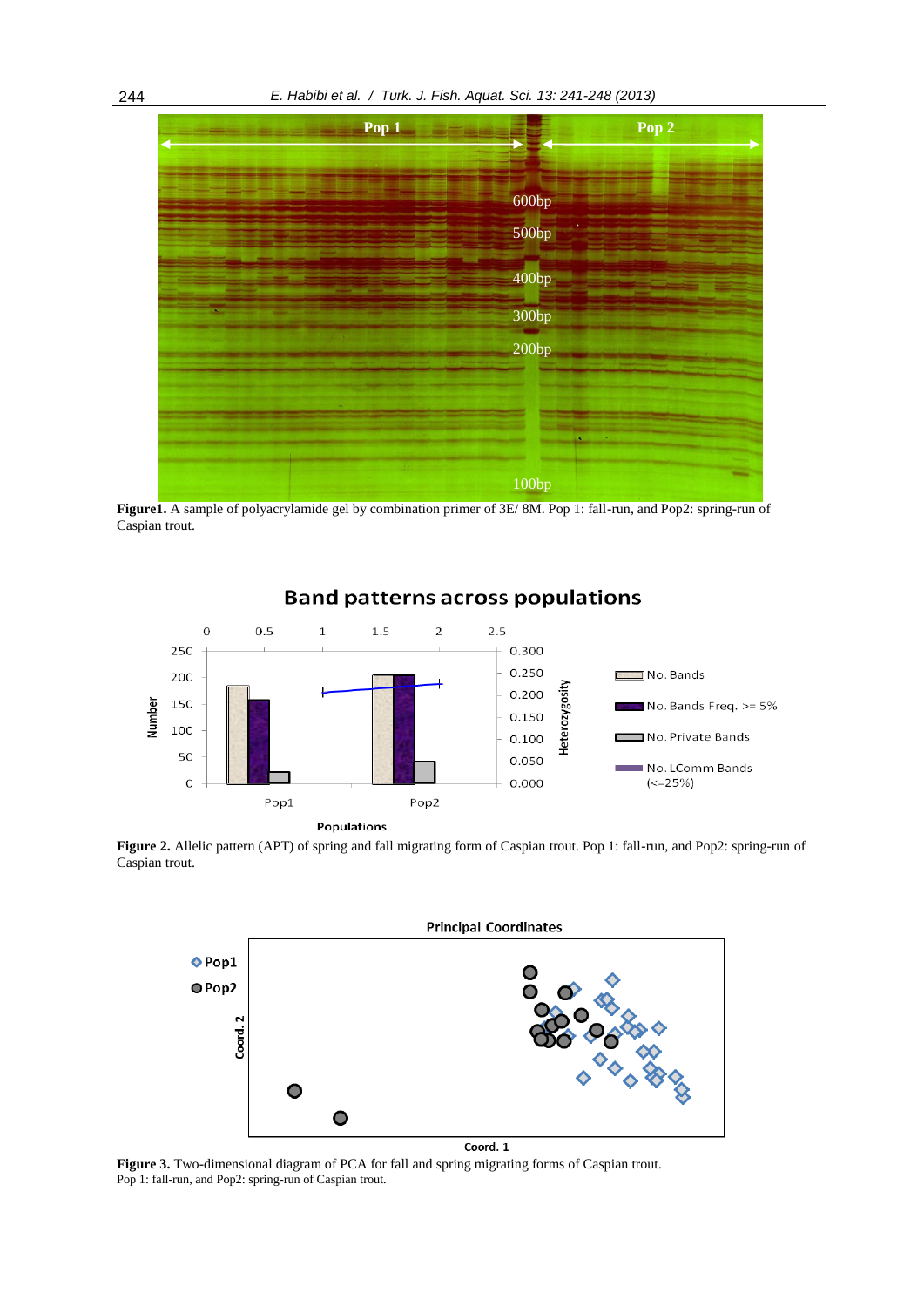**Figure1.** A sample of polyacrylamide gel by combination primer of 3E/ 8M. Pop 1: fall-run, and Pop2: spring-run of Caspian trout.

**Figure 2.** Allelic pattern (APT) of spring and fall migrating form of Caspian trout. Pop 1: fall-run, and Pop2: spring-run of Caspian trout.

**Figure 3.** Two-dimensional diagram of PCA for fall and spring migrating forms of Caspian trout. Pop 1: fall-run, and Pop2: spring-run of Caspian trout.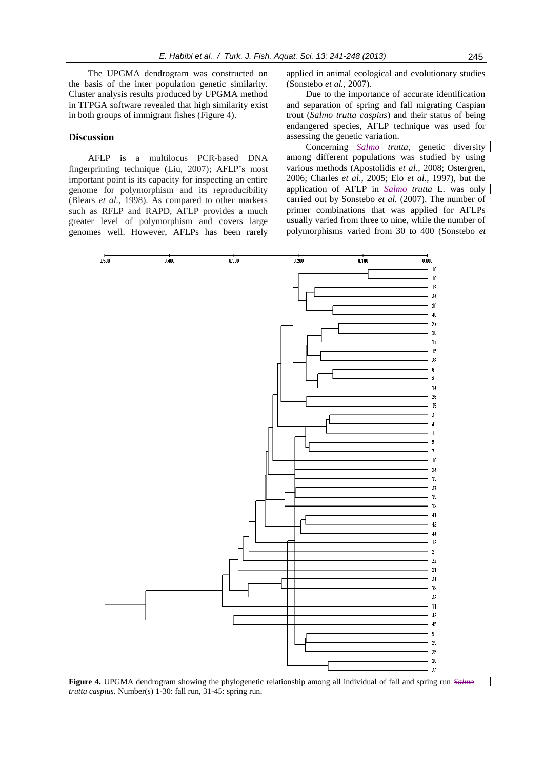The UPGMA dendrogram was constructed on the basis of the inter population genetic similarity. Cluster analysis results produced by UPGMA method in TFPGA software revealed that high similarity exist in both groups of immigrant fishes (Figure 4).

## Discussion

AFLP is a multilocus PCR-based DNA fingerprinting technique (Liu, 2007); AFLP's most important point is its capacity for inspecting an entire genome for polymorphism and its reproducibility (Blears *et al.*, 1998). As compared to other markers such as RFLP and RAPD, AFLP provides a much greater level of polymorphism and covers large genomes well. However, AFLPs has been rarely applied in animal ecological and evolutionary studies (Sonstebo *et al.*, 2007).

Due to the importance of accurate identification and separation of spring and fall migrating Caspian trout (*Salmo trutta caspius*) and their status of being endangered species, AFLP technique was used for assessing the genetic variation.

Concerning *Salmo trutta*, genetic diversity among different populations was studied by using various methods (Apostolidis *et al.*, 2008; Ostergren, 2006; Charles *et al.*, 2005; Elo *et al.*, 1997), but the application of AFLP in *Salmo trutta* L. was only carried out by Sonstebo *et al.* (2007). The number of primer combinations that was applied for AFLPs usually varied from three to nine, while the number of polymorphisms varied from 30 to 400 (Sonstebo *et*

**Figure 4.** UPGMA dendrogram showing the phylogenetic relationship among all individual of fall and spring run *Salmo trutta caspius*. Number(s) 1-30: fall run, 31-45: spring run.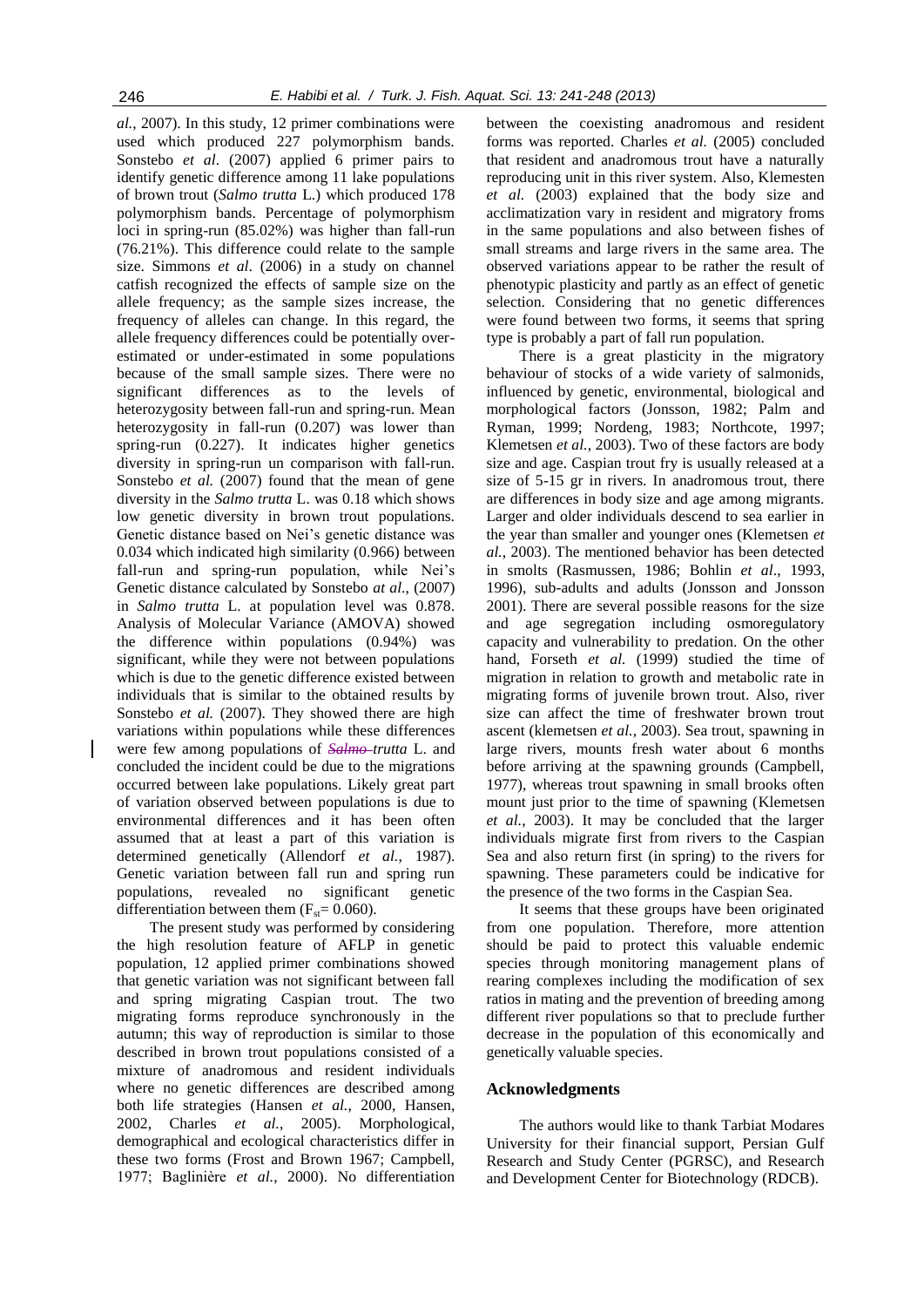*al.*, 2007). In this study, 12 primer combinations were used which produced 227 polymorphism bands. Sonstebo *et al*. (2007) applied 6 primer pairs to identify genetic difference among 11 lake populations of brown trout (*Salmo trutta* L.) which produced 178 polymorphism bands. Percentage of polymorphism loci in spring-run (85.02%) was higher than fall-run (76.21%). This difference could relate to the sample size. Simmons *et al*. (2006) in a study on channel catfish recognized the effects of sample size on the allele frequency; as the sample sizes increase, the frequency of alleles can change. In this regard, the allele frequency differences could be potentially over-estimated or under-estimated in some populations because of the small sample sizes. There were no significant differences as to the levels of heterozygosity between fall-run and spring-run. Mean heterozygosity in fall-run (0.207) was lower than spring-run (0.227). It indicates higher genetics diversity in spring-run un comparison with fall-run. Sonstebo *et al.* (2007) found that the mean of gene diversity in the *Salmo trutta* L. was 0.18 which shows low genetic diversity in brown trout populations. Genetic distance based on Nei's genetic distance was 0.034 which indicated high similarity (0.966) between fall-run and spring-run population, while Nei's Genetic distance calculated by Sonstebo *at al*., (2007) in *Salmo trutta* L. at population level was 0.878. Analysis of Molecular Variance (AMOVA) showed the difference within populations (0.94%) was significant, while they were not between populations which is due to the genetic difference existed between individuals that is similar to the obtained results by Sonstebo *et al.* (2007). They showed there are high variations within populations while these differences were few among populations of ~~*Salmo*~~ *trutta* L. and concluded the incident could be due to the migrations occurred between lake populations. Likely great part of variation observed between populations is due to environmental differences and it has been often assumed that at least a part of this variation is determined genetically (Allendorf *et al.*, 1987). Genetic variation between fall run and spring run populations, revealed no significant genetic differentiation between them ($F_{st}$= 0.060).

The present study was performed by considering the high resolution feature of AFLP in genetic population, 12 applied primer combinations showed that genetic variation was not significant between fall and spring migrating Caspian trout. The two migrating forms reproduce synchronously in the autumn; this way of reproduction is similar to those described in brown trout populations consisted of a mixture of anadromous and resident individuals where no genetic differences are described among both life strategies (Hansen *et al.*, 2000, Hansen, 2002, Charles *et al.*, 2005). Morphological, demographical and ecological characteristics differ in these two forms (Frost and Brown 1967; Campbell, 1977; Baglinière *et al.*, 2000). No differentiation between the coexisting anadromous and resident forms was reported. Charles *et al.* (2005) concluded that resident and anadromous trout have a naturally reproducing unit in this river system. Also, Klemesten *et al.* (2003) explained that the body size and acclimatization vary in resident and migratory froms in the same populations and also between fishes of small streams and large rivers in the same area. The observed variations appear to be rather the result of phenotypic plasticity and partly as an effect of genetic selection. Considering that no genetic differences were found between two forms, it seems that spring type is probably a part of fall run population.

There is a great plasticity in the migratory behaviour of stocks of a wide variety of salmonids, influenced by genetic, environmental, biological and morphological factors (Jonsson, 1982; Palm and Ryman, 1999; Nordeng, 1983; Northcote, 1997; Klemetsen *et al.*, 2003). Two of these factors are body size and age. Caspian trout fry is usually released at a size of 5-15 gr in rivers. In anadromous trout, there are differences in body size and age among migrants. Larger and older individuals descend to sea earlier in the year than smaller and younger ones (Klemetsen *et al.*, 2003). The mentioned behavior has been detected in smolts (Rasmussen, 1986; Bohlin *et al*., 1993, 1996), sub-adults and adults (Jonsson and Jonsson 2001). There are several possible reasons for the size and age segregation including osmoregulatory capacity and vulnerability to predation. On the other hand, Forseth *et al.* (1999) studied the time of migration in relation to growth and metabolic rate in migrating forms of juvenile brown trout. Also, river size can affect the time of freshwater brown trout ascent (klemetsen *et al.*, 2003). Sea trout, spawning in large rivers, mounts fresh water about 6 months before arriving at the spawning grounds (Campbell, 1977), whereas trout spawning in small brooks often mount just prior to the time of spawning (Klemetsen *et al.*, 2003). It may be concluded that the larger individuals migrate first from rivers to the Caspian Sea and also return first (in spring) to the rivers for spawning. These parameters could be indicative for the presence of the two forms in the Caspian Sea.

It seems that these groups have been originated from one population. Therefore, more attention should be paid to protect this valuable endemic species through monitoring management plans of rearing complexes including the modification of sex ratios in mating and the prevention of breeding among different river populations so that to preclude further decrease in the population of this economically and genetically valuable species.

## Acknowledgments

The authors would like to thank Tarbiat Modares University for their financial support, Persian Gulf Research and Study Center (PGRSC), and Research and Development Center for Biotechnology (RDCB).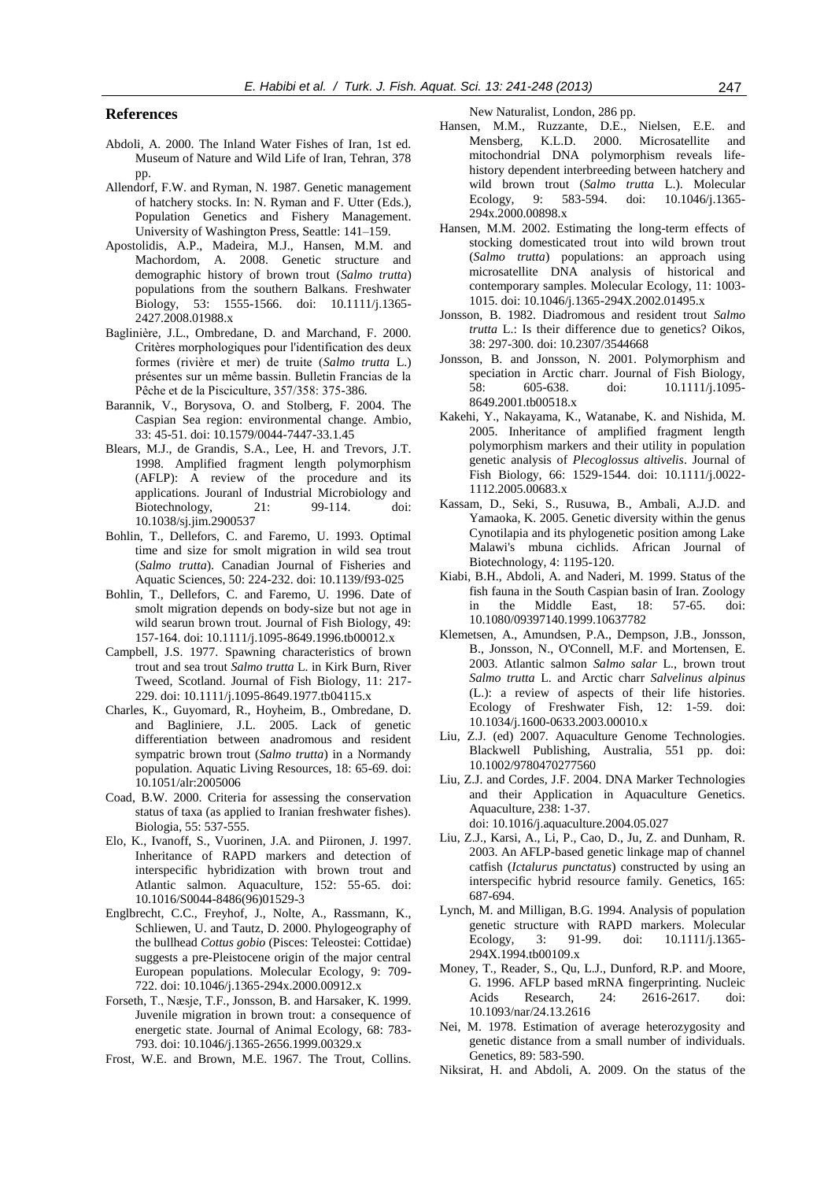## References

Abdoli, A. 2000. The Inland Water Fishes of Iran, 1st ed. Museum of Nature and Wild Life of Iran, Tehran, 378 pp.

Allendorf, F.W. and Ryman, N. 1987. Genetic management of hatchery stocks. In: N. Ryman and F. Utter (Eds.), Population Genetics and Fishery Management. University of Washington Press, Seattle: 141–159.

Apostolidis, A.P., Madeira, M.J., Hansen, M.M. and Machordom, A. 2008. Genetic structure and demographic history of brown trout (*Salmo trutta*) populations from the southern Balkans. Freshwater Biology, 53: 1555-1566. doi: 10.1111/j.1365-2427.2008.01988.x

Baglinière, J.L., Ombredane, D. and Marchand, F. 2000. Critères morphologiques pour l'identification des deux formes (rivière et mer) de truite (*Salmo trutta* L.) présentes sur un même bassin. Bulletin Francias de la Pêche et de la Pisciculture, 357/358: 375-386.

Barannik, V., Borysova, O. and Stolberg, F. 2004. The Caspian Sea region: environmental change. Ambio, 33: 45-51. doi: 10.1579/0044-7447-33.1.45

Blears, M.J., de Grandis, S.A., Lee, H. and Trevors, J.T. 1998. Amplified fragment length polymorphism (AFLP): A review of the procedure and its applications. Jouranl of Industrial Microbiology and Biotechnology, 21: 99-114. doi: 10.1038/sj.jim.2900537

Bohlin, T., Dellefors, C. and Faremo, U. 1993. Optimal time and size for smolt migration in wild sea trout (*Salmo trutta*). Canadian Journal of Fisheries and Aquatic Sciences, 50: 224-232. doi: 10.1139/f93-025

Bohlin, T., Dellefors, C. and Faremo, U. 1996. Date of smolt migration depends on body-size but not age in wild searun brown trout. Journal of Fish Biology, 49: 157-164. doi: 10.1111/j.1095-8649.1996.tb00012.x

Campbell, J.S. 1977. Spawning characteristics of brown trout and sea trout *Salmo trutta* L. in Kirk Burn, River Tweed, Scotland. Journal of Fish Biology, 11: 217-229. doi: 10.1111/j.1095-8649.1977.tb04115.x

Charles, K., Guyomard, R., Hoyheim, B., Ombredane, D. and Bagliniere, J.L. 2005. Lack of genetic differentiation between anadromous and resident sympatric brown trout (*Salmo trutta*) in a Normandy population. Aquatic Living Resources, 18: 65-69. doi: 10.1051/alr:2005006

Coad, B.W. 2000. Criteria for assessing the conservation status of taxa (as applied to Iranian freshwater fishes). Biologia, 55: 537-555.

Elo, K., Ivanoff, S., Vuorinen, J.A. and Piironen, J. 1997. Inheritance of RAPD markers and detection of interspecific hybridization with brown trout and Atlantic salmon. Aquaculture, 152: 55-65. doi: 10.1016/S0044-8486(96)01529-3

Englbrecht, C.C., Freyhof, J., Nolte, A., Rassmann, K., Schliewen, U. and Tautz, D. 2000. Phylogeography of the bullhead *Cottus gobio* (Pisces: Teleostei: Cottidae) suggests a pre-Pleistocene origin of the major central European populations. Molecular Ecology, 9: 709-722. doi: 10.1046/j.1365-294x.2000.00912.x

Forseth, T., Næsje, T.F., Jonsson, B. and Harsaker, K. 1999. Juvenile migration in brown trout: a consequence of energetic state. Journal of Animal Ecology, 68: 783-793. doi: 10.1046/j.1365-2656.1999.00329.x

Frost, W.E. and Brown, M.E. 1967. The Trout, Collins. New Naturalist, London, 286 pp.

Hansen, M.M., Ruzzante, D.E., Nielsen, E.E. and Mensberg, K.L.D. 2000. Microsatellite and mitochondrial DNA polymorphism reveals life-history dependent interbreeding between hatchery and wild brown trout (*Salmo trutta* L.). Molecular Ecology, 9: 583-594. doi: 10.1046/j.1365-294x.2000.00898.x

Hansen, M.M. 2002. Estimating the long-term effects of stocking domesticated trout into wild brown trout (*Salmo trutta*) populations: an approach using microsatellite DNA analysis of historical and contemporary samples. Molecular Ecology, 11: 1003-1015. doi: 10.1046/j.1365-294X.2002.01495.x

Jonsson, B. 1982. Diadromous and resident trout *Salmo trutta* L.: Is their difference due to genetics? Oikos, 38: 297-300. doi: 10.2307/3544668

Jonsson, B. and Jonsson, N. 2001. Polymorphism and speciation in Arctic charr. Journal of Fish Biology, 58: 605-638. doi: 10.1111/j.1095-8649.2001.tb00518.x

Kakehi, Y., Nakayama, K., Watanabe, K. and Nishida, M. 2005. Inheritance of amplified fragment length polymorphism markers and their utility in population genetic analysis of *Plecoglossus altivelis*. Journal of Fish Biology, 66: 1529-1544. doi: 10.1111/j.0022-1112.2005.00683.x

Kassam, D., Seki, S., Rusuwa, B., Ambali, A.J.D. and Yamaoka, K. 2005. Genetic diversity within the genus Cynotilapia and its phylogenetic position among Lake Malawi's mbuna cichlids. African Journal of Biotechnology, 4: 1195-120.

Kiabi, B.H., Abdoli, A. and Naderi, M. 1999. Status of the fish fauna in the South Caspian basin of Iran. Zoology in the Middle East, 18: 57-65. doi: 10.1080/09397140.1999.10637782

Klemetsen, A., Amundsen, P.A., Dempson, J.B., Jonsson, B., Jonsson, N., O'Connell, M.F. and Mortensen, E. 2003. Atlantic salmon *Salmo salar* L., brown trout *Salmo trutta* L. and Arctic charr *Salvelinus alpinus* (L.): a review of aspects of their life histories. Ecology of Freshwater Fish, 12: 1-59. doi: 10.1034/j.1600-0633.2003.00010.x

Liu, Z.J. (ed) 2007. Aquaculture Genome Technologies. Blackwell Publishing, Australia, 551 pp. doi: 10.1002/9780470277560

Liu, Z.J. and Cordes, J.F. 2004. DNA Marker Technologies and their Application in Aquaculture Genetics. Aquaculture, 238: 1-37. doi: 10.1016/j.aquaculture.2004.05.027

Liu, Z.J., Karsi, A., Li, P., Cao, D., Ju, Z. and Dunham, R. 2003. An AFLP-based genetic linkage map of channel catfish (*Ictalurus punctatus*) constructed by using an interspecific hybrid resource family. Genetics, 165: 687-694.

Lynch, M. and Milligan, B.G. 1994. Analysis of population genetic structure with RAPD markers. Molecular Ecology, 3: 91-99. doi: 10.1111/j.1365-294X.1994.tb00109.x

Money, T., Reader, S., Qu, L.J., Dunford, R.P. and Moore, G. 1996. AFLP based mRNA fingerprinting. Nucleic Acids Research, 24: 2616-2617. doi: 10.1093/nar/24.13.2616

Nei, M. 1978. Estimation of average heterozygosity and genetic distance from a small number of individuals. Genetics, 89: 583-590.

Niksirat, H. and Abdoli, A. 2009. On the status of the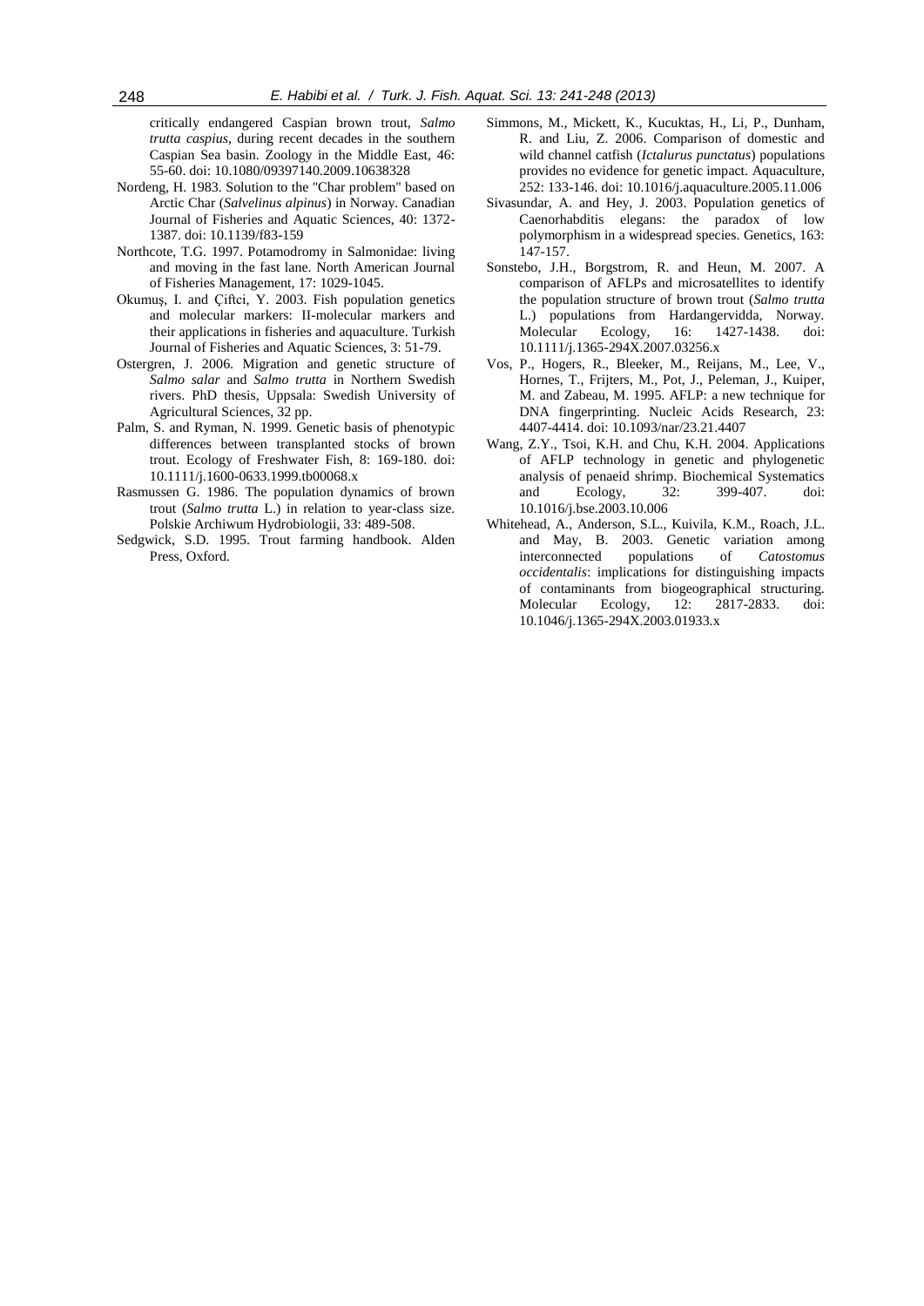critically endangered Caspian brown trout, *Salmo trutta caspius*, during recent decades in the southern Caspian Sea basin. Zoology in the Middle East, 46: 55-60. doi: 10.1080/09397140.2009.10638328

Nordeng, H. 1983. Solution to the "Char problem" based on Arctic Char (*Salvelinus alpinus*) in Norway. Canadian Journal of Fisheries and Aquatic Sciences, 40: 1372-1387. doi: 10.1139/f83-159

Northcote, T.G. 1997. Potamodromy in Salmonidae: living and moving in the fast lane. North American Journal of Fisheries Management, 17: 1029-1045.

Okumuş, I. and Çiftci, Y. 2003. Fish population genetics and molecular markers: II-molecular markers and their applications in fisheries and aquaculture. Turkish Journal of Fisheries and Aquatic Sciences, 3: 51-79.

Ostergren, J. 2006. Migration and genetic structure of *Salmo salar* and *Salmo trutta* in Northern Swedish rivers. PhD thesis, Uppsala: Swedish University of Agricultural Sciences, 32 pp.

Palm, S. and Ryman, N. 1999. Genetic basis of phenotypic differences between transplanted stocks of brown trout. Ecology of Freshwater Fish, 8: 169-180. doi: 10.1111/j.1600-0633.1999.tb00068.x

Rasmussen G. 1986. The population dynamics of brown trout (*Salmo trutta* L.) in relation to year-class size. Polskie Archiwum Hydrobiologii, 33: 489-508.

Sedgwick, S.D. 1995. Trout farming handbook. Alden Press, Oxford.

Simmons, M., Mickett, K., Kucuktas, H., Li, P., Dunham, R. and Liu, Z. 2006. Comparison of domestic and wild channel catfish (*Ictalurus punctatus*) populations provides no evidence for genetic impact. Aquaculture, 252: 133-146. doi: 10.1016/j.aquaculture.2005.11.006

Sivasundar, A. and Hey, J. 2003. Population genetics of Caenorhabditis elegans: the paradox of low polymorphism in a widespread species. Genetics, 163: 147-157.

Sonstebo, J.H., Borgstrom, R. and Heun, M. 2007. A comparison of AFLPs and microsatellites to identify the population structure of brown trout (*Salmo trutta* L.) populations from Hardangervidda, Norway. Molecular Ecology, 16: 1427-1438. doi: 10.1111/j.1365-294X.2007.03256.x

Vos, P., Hogers, R., Bleeker, M., Reijans, M., Lee, V., Hornes, T., Frijters, M., Pot, J., Peleman, J., Kuiper, M. and Zabeau, M. 1995. AFLP: a new technique for DNA fingerprinting. Nucleic Acids Research, 23: 4407-4414. doi: 10.1093/nar/23.21.4407

Wang, Z.Y., Tsoi, K.H. and Chu, K.H. 2004. Applications of AFLP technology in genetic and phylogenetic analysis of penaeid shrimp. Biochemical Systematics and Ecology, 32: 399-407. doi: 10.1016/j.bse.2003.10.006

Whitehead, A., Anderson, S.L., Kuivila, K.M., Roach, J.L. and May, B. 2003. Genetic variation among interconnected populations of *Catostomus occidentalis*: implications for distinguishing impacts of contaminants from biogeographical structuring. Molecular Ecology, 12: 2817-2833. doi: 10.1046/j.1365-294X.2003.01933.x